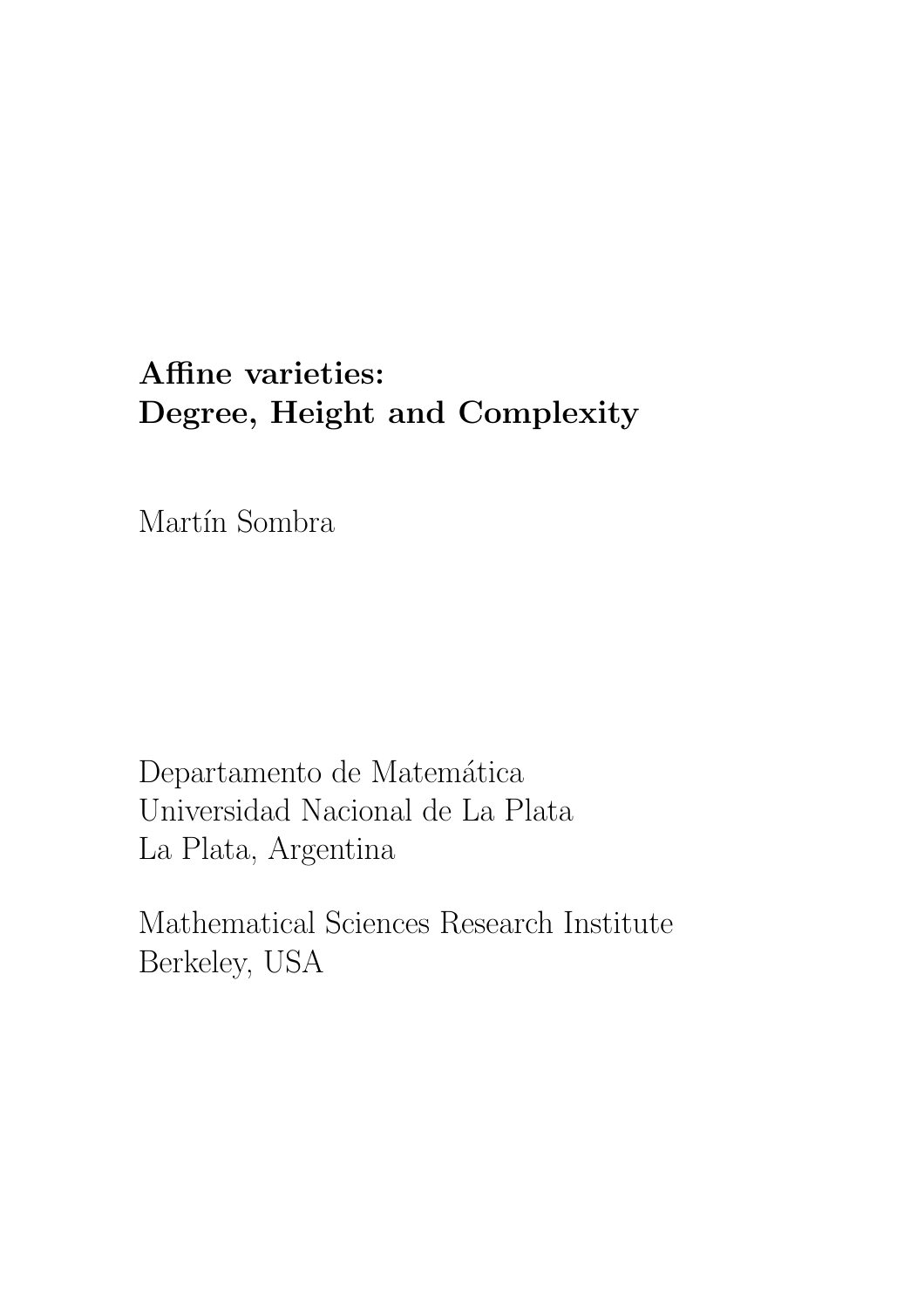# Affine varieties: Degree, Height and Complexity

Martín Sombra

Departamento de Matemática
Universidad Nacional de La Plata
La Plata, Argentina

Mathematical Sciences Research Institute
Berkeley, USA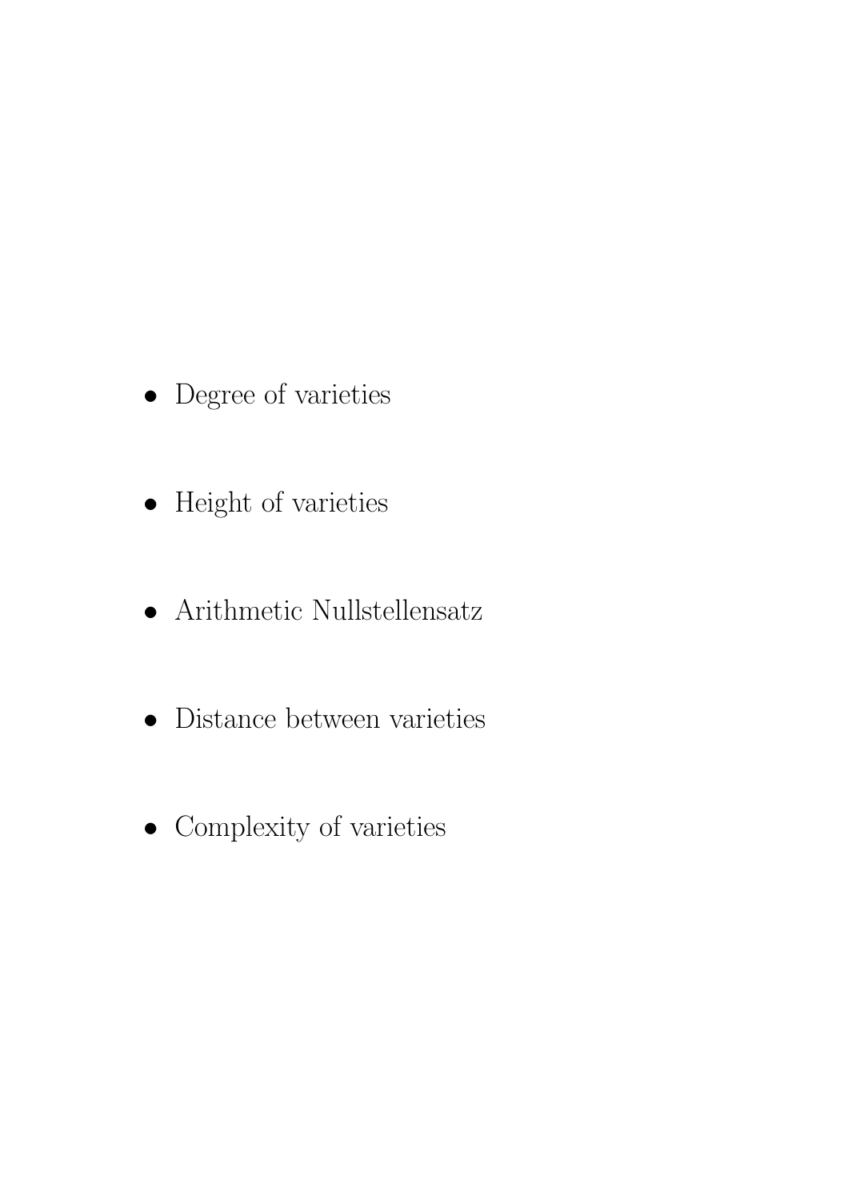- Degree of varieties

- Height of varieties

- Arithmetic Nullstellensatz

- Distance between varieties

- Complexity of varieties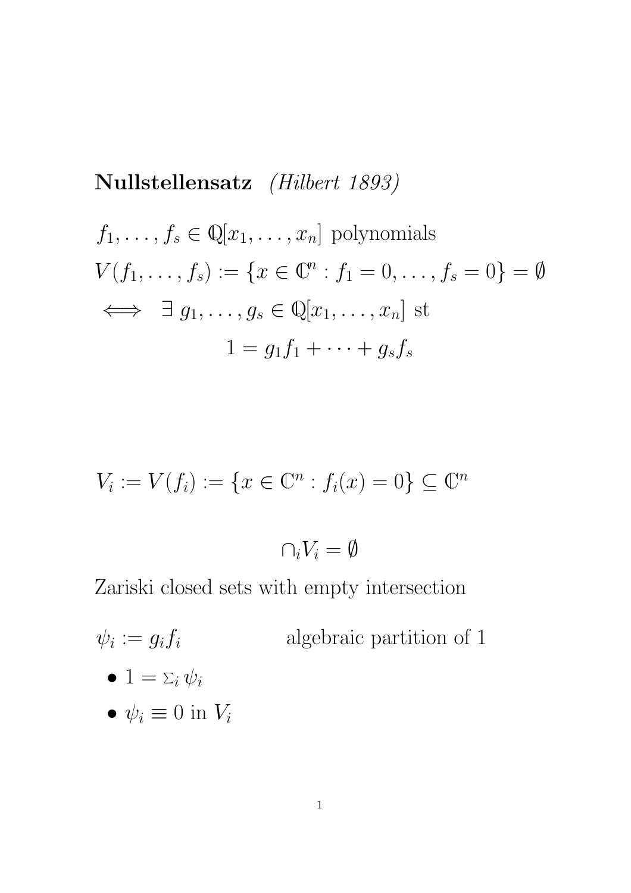**Nullstellensatz** *(Hilbert 1893)*

$f_1, \ldots, f_s \in \mathbb{Q}[x_1, \ldots, x_n]$ polynomials

$V(f_1, \ldots, f_s) := \{x \in \mathbb{C}^n : f_1 = 0, \ldots, f_s = 0\} = \emptyset$

$\iff \quad \exists \; g_1, \ldots, g_s \in \mathbb{Q}[x_1, \ldots, x_n]$ st

$$1 = g_1 f_1 + \cdots + g_s f_s$$

$V_i := V(f_i) := \{x \in \mathbb{C}^n : f_i(x) = 0\} \subseteq \mathbb{C}^n$

$$\cap_i V_i = \emptyset$$

Zariski closed sets with empty intersection

$\psi_i := g_i f_i$ algebraic partition of 1

- $1 = \sum_i \psi_i$
- $\psi_i \equiv 0$ in $V_i$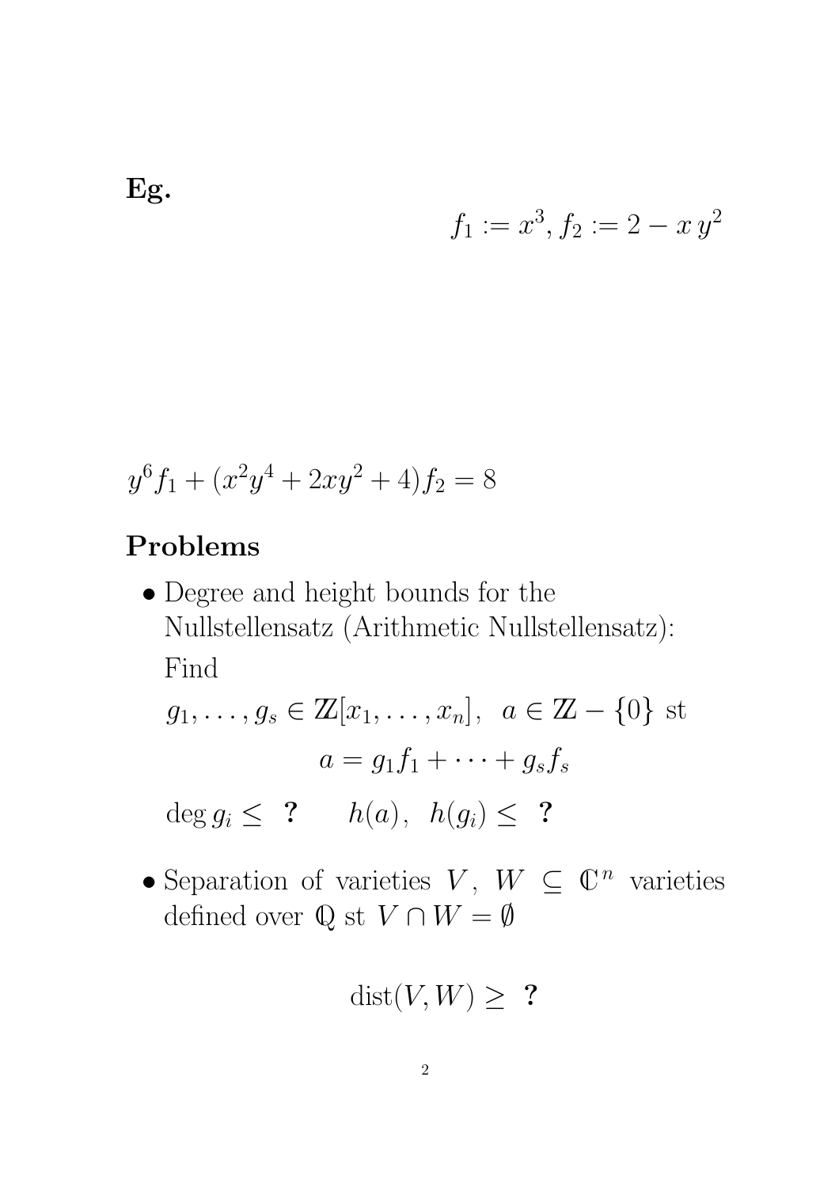**Eg.**

$$f_1 := x^3, f_2 := 2 - x\,y^2$$

$$y^6 f_1 + (x^2y^4 + 2xy^2 + 4)f_2 = 8$$

## Problems

- Degree and height bounds for the Nullstellensatz (Arithmetic Nullstellensatz): Find

  $$g_1, \ldots, g_s \in \mathbb{Z}[x_1, \ldots, x_n], \;\; a \in \mathbb{Z} - \{0\} \text{ st}$$

  $$a = g_1 f_1 + \cdots + g_s f_s$$

  $$\deg g_i \leq \textbf{ ? } \qquad h(a), \;\; h(g_i) \leq \textbf{ ?}$$

- Separation of varieties $V$, $W \subseteq \mathbb{C}^n$ varieties defined over $\mathbb{Q}$ st $V \cap W = \emptyset$

  $$\operatorname{dist}(V, W) \geq \textbf{ ?}$$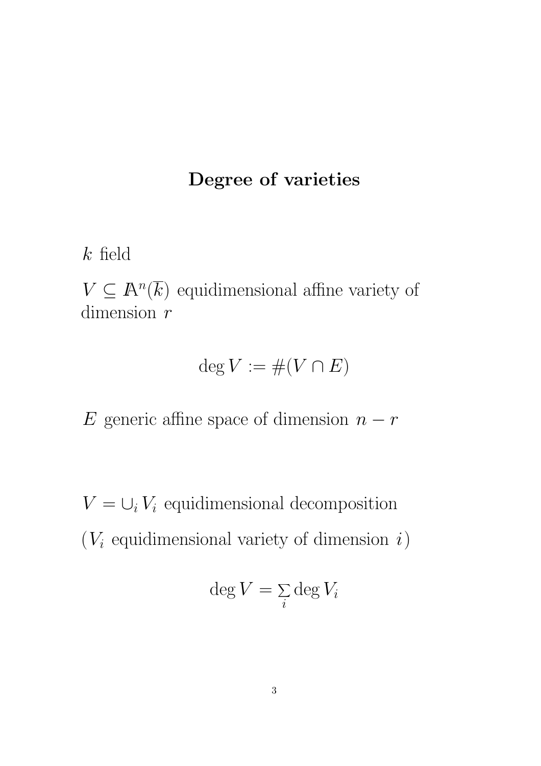# Degree of varieties

$k$ field

$V \subseteq \mathbb{A}^n(\overline{k})$ equidimensional affine variety of dimension $r$

$$\deg V := \#(V \cap E)$$

$E$ generic affine space of dimension $n - r$

$V = \cup_i V_i$ equidimensional decomposition

($V_i$ equidimensional variety of dimension $i$)

$$\deg V = \sum_i \deg V_i$$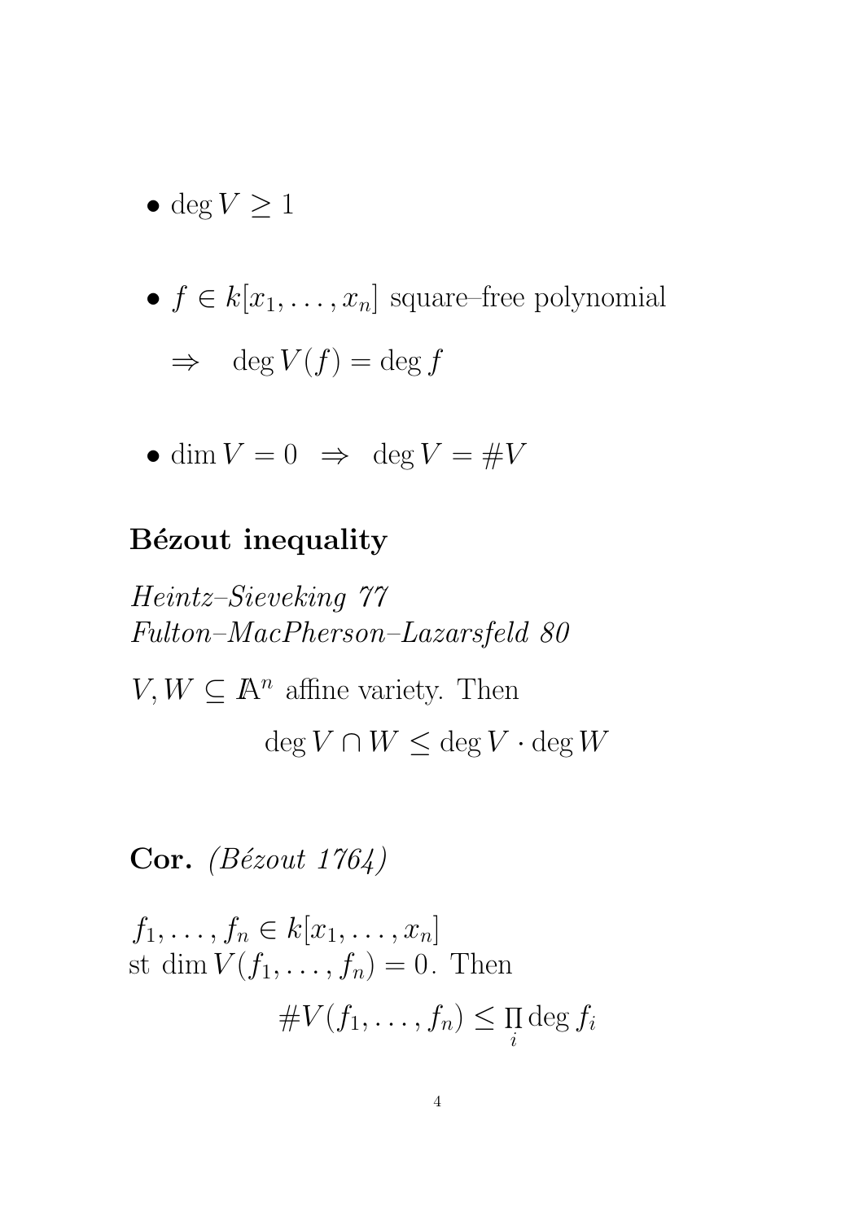- $\deg V \geq 1$

- $f \in k[x_1, \ldots, x_n]$ square–free polynomial

  $\Rightarrow \quad \deg V(f) = \deg f$

- $\dim V = 0 \;\; \Rightarrow \;\; \deg V = \# V$

**Bézout inequality**

*Heintz–Sieveking 77*
*Fulton–MacPherson–Lazarsfeld 80*

$V, W \subseteq \mathbb{A}^n$ affine variety. Then

$$\deg V \cap W \leq \deg V \cdot \deg W$$

**Cor.** *(Bézout 1764)*

$f_1, \ldots, f_n \in k[x_1, \ldots, x_n]$
st $\dim V(f_1, \ldots, f_n) = 0$. Then

$$\# V(f_1, \ldots, f_n) \leq \prod_i \deg f_i$$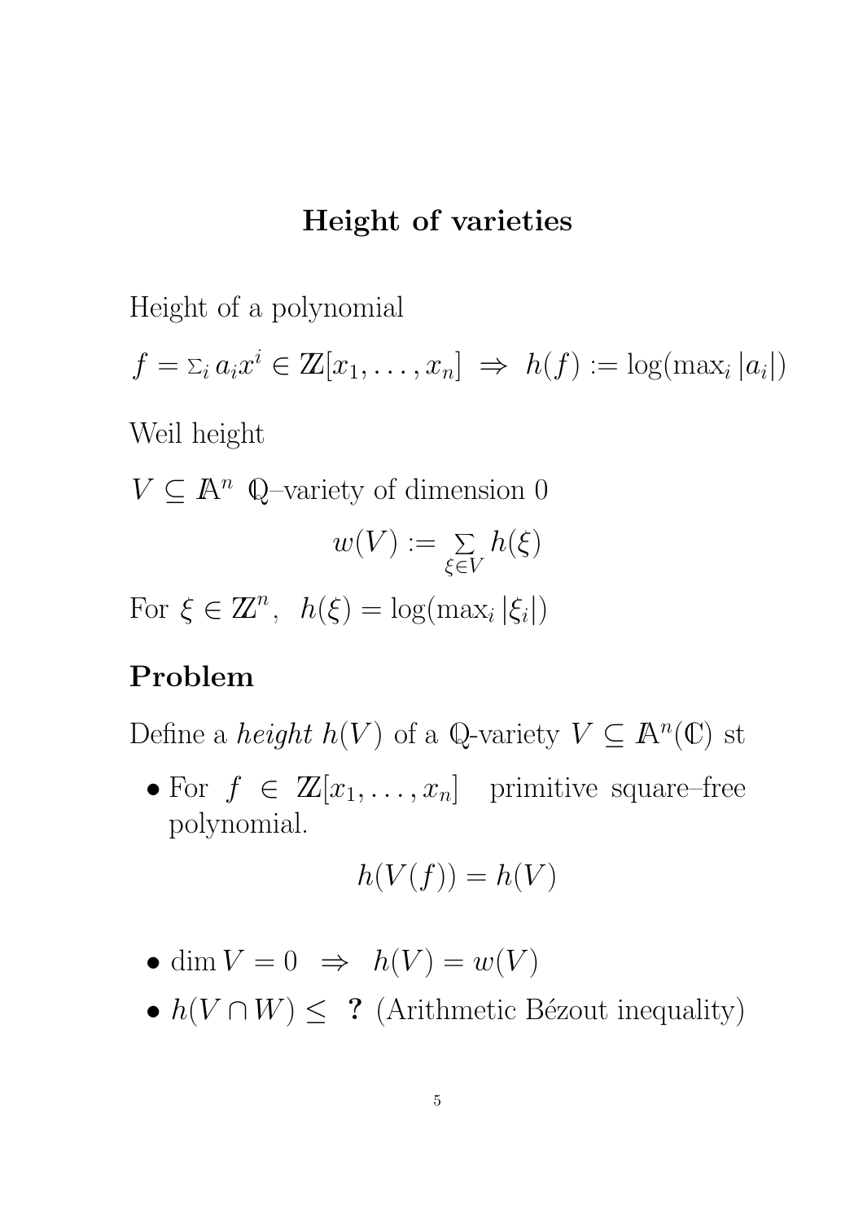# Height of varieties

Height of a polynomial

$f = \Sigma_i a_i x^i \in \mathbb{Z}[x_1, \ldots, x_n] \;\Rightarrow\; h(f) := \log(\max_i |a_i|)$

Weil height

$V \subseteq \mathbb{A}^n$ $\mathbb{Q}$–variety of dimension 0

$$w(V) := \sum_{\xi \in V} h(\xi)$$

For $\xi \in \mathbb{Z}^n$, $\; h(\xi) = \log(\max_i |\xi_i|)$

## Problem

Define a *height* $h(V)$ of a $\mathbb{Q}$-variety $V \subseteq \mathbb{A}^n(\mathbb{C})$ st

- For $f \in \mathbb{Z}[x_1, \ldots, x_n]$ primitive square–free polynomial.

  $$h(V(f)) = h(V)$$

- $\dim V = 0 \;\Rightarrow\; h(V) = w(V)$
- $h(V \cap W) \leq$ **?** (Arithmetic Bézout inequality)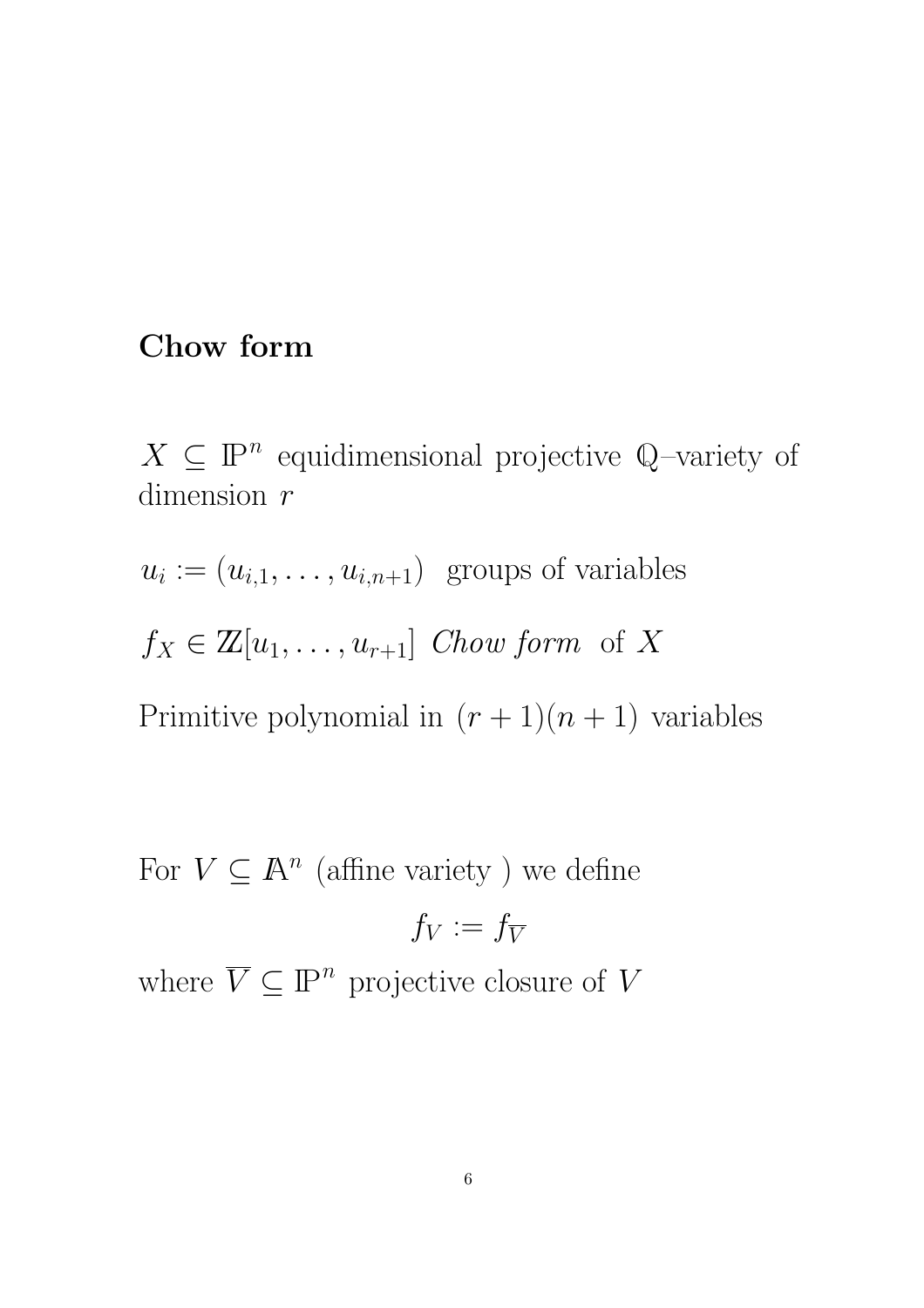## Chow form

$X \subseteq \mathbb{P}^n$ equidimensional projective $\mathbb{Q}$–variety of dimension $r$

$u_i := (u_{i,1}, \ldots, u_{i,n+1})$ groups of variables

$f_X \in \mathbb{Z}[u_1, \ldots, u_{r+1}]$ *Chow form* of $X$

Primitive polynomial in $(r+1)(n+1)$ variables

For $V \subseteq \mathbb{A}^n$ (affine variety ) we define

$$f_V := f_{\overline{V}}$$

where $\overline{V} \subseteq \mathbb{P}^n$ projective closure of $V$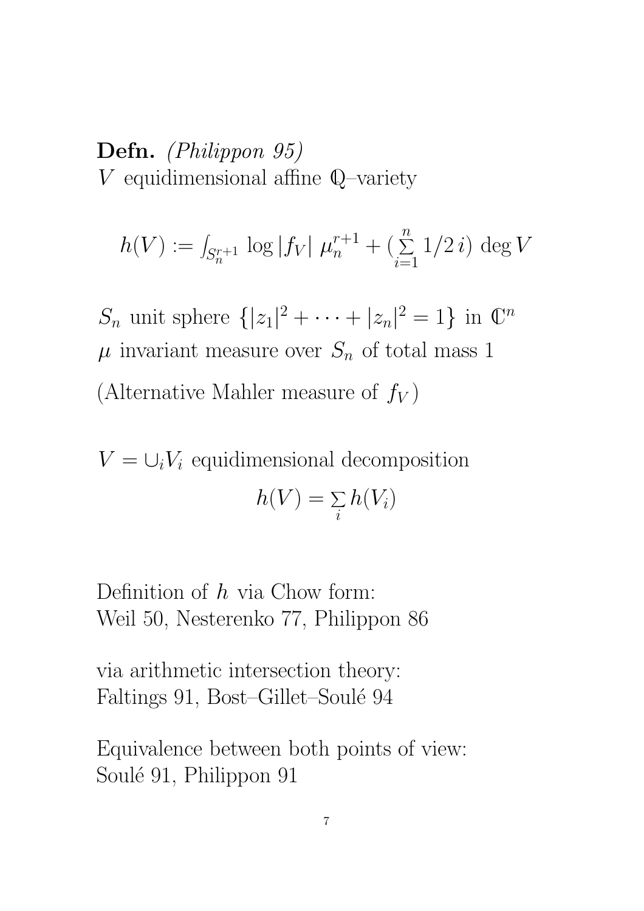**Defn.** *(Philippon 95)*
$V$ equidimensional affine $\mathbb{Q}$–variety

$$h(V) := \int_{S_n^{r+1}} \log |f_V| \ \mu_n^{r+1} + \big(\sum_{i=1}^{n} 1/2\, i\big) \deg V$$

$S_n$ unit sphere $\{|z_1|^2 + \cdots + |z_n|^2 = 1\}$ in $\mathbb{C}^n$
$\mu$ invariant measure over $S_n$ of total mass 1
(Alternative Mahler measure of $f_V$)

$V = \cup_i V_i$ equidimensional decomposition

$$h(V) = \sum_i h(V_i)$$

Definition of $h$ via Chow form:
Weil 50, Nesterenko 77, Philippon 86

via arithmetic intersection theory:
Faltings 91, Bost–Gillet–Soulé 94

Equivalence between both points of view:
Soulé 91, Philippon 91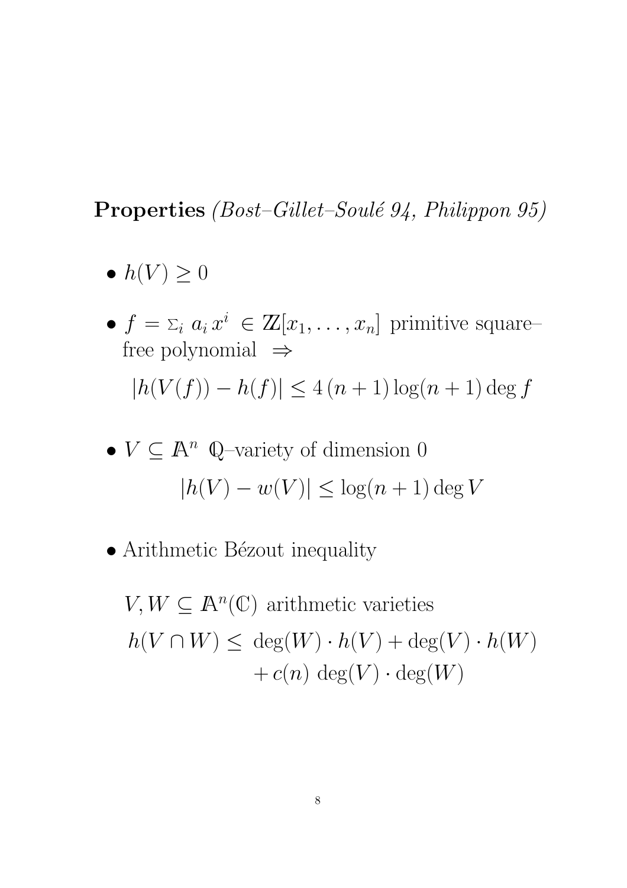**Properties** *(Bost–Gillet–Soulé 94, Philippon 95)*

- $h(V) \geq 0$

- $f = \Sigma_i \, a_i \, x^i \in \mathbb{Z}[x_1, \ldots, x_n]$ primitive square–free polynomial $\Rightarrow$

  $$|h(V(f)) - h(f)| \leq 4\,(n+1)\log(n+1)\deg f$$

- $V \subseteq \mathbb{A}^n$ $\mathbb{Q}$–variety of dimension 0

  $$|h(V) - w(V)| \leq \log(n+1)\deg V$$

- Arithmetic Bézout inequality

  $V, W \subseteq \mathbb{A}^n(\mathbb{C})$ arithmetic varieties

  $$\begin{aligned} h(V \cap W) \leq \; & \deg(W) \cdot h(V) + \deg(V) \cdot h(W) \\ & + c(n) \, \deg(V) \cdot \deg(W) \end{aligned}$$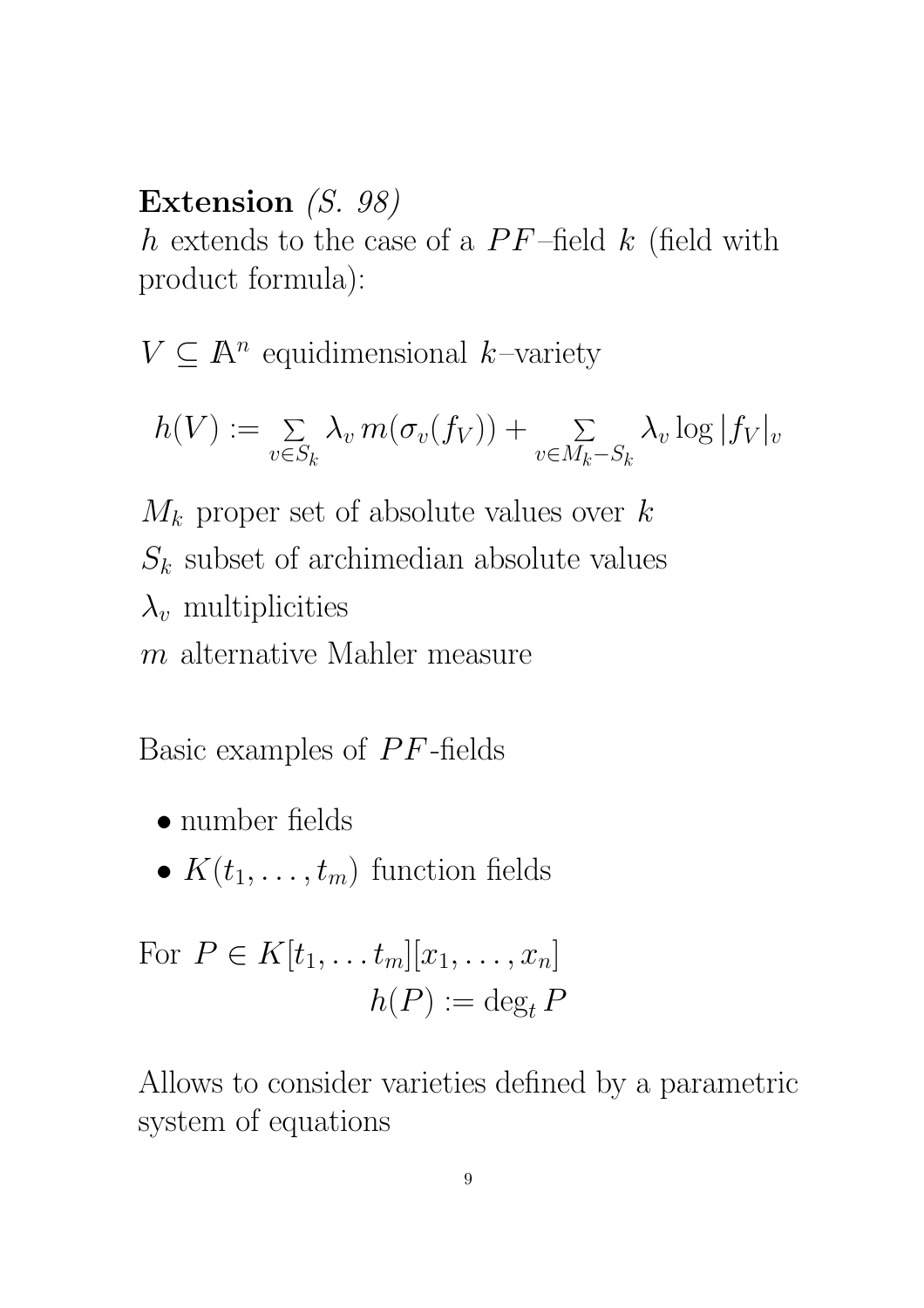**Extension** *(S. 98)*
$h$ extends to the case of a $PF$–field $k$ (field with product formula):

$V \subseteq \mathbb{A}^n$ equidimensional $k$–variety

$$h(V) := \sum_{v \in S_k} \lambda_v \, m(\sigma_v(f_V)) + \sum_{v \in M_k - S_k} \lambda_v \log |f_V|_v$$

$M_k$ proper set of absolute values over $k$

$S_k$ subset of archimedian absolute values

$\lambda_v$ multiplicities

$m$ alternative Mahler measure

Basic examples of $PF$-fields

- number fields
- $K(t_1, \ldots, t_m)$ function fields

For $P \in K[t_1, \ldots t_m][x_1, \ldots, x_n]$
$$h(P) := \deg_t P$$

Allows to consider varieties defined by a parametric system of equations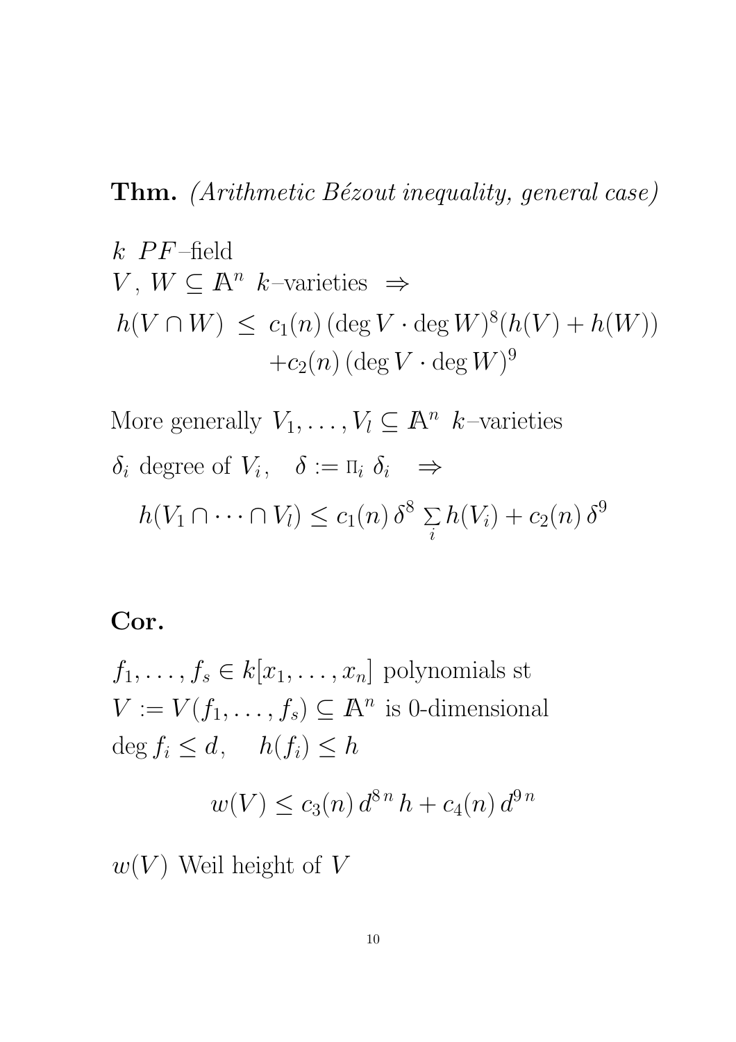**Thm.** *(Arithmetic Bézout inequality, general case)*

$k$ $PF$–field
$V$, $W \subseteq \mathbb{A}^n$ $k$–varieties $\Rightarrow$

$$h(V \cap W) \leq c_1(n)\,(\deg V \cdot \deg W)^8 (h(V) + h(W)) + c_2(n)\,(\deg V \cdot \deg W)^9$$

More generally $V_1, \ldots, V_l \subseteq \mathbb{A}^n$ $k$–varieties

$\delta_i$ degree of $V_i$, $\quad \delta := \prod_i \delta_i \quad \Rightarrow$

$$h(V_1 \cap \cdots \cap V_l) \leq c_1(n)\,\delta^8 \sum_i h(V_i) + c_2(n)\,\delta^9$$

**Cor.**

$f_1, \ldots, f_s \in k[x_1, \ldots, x_n]$ polynomials st
$V := V(f_1, \ldots, f_s) \subseteq \mathbb{A}^n$ is 0-dimensional
$\deg f_i \leq d, \quad h(f_i) \leq h$

$$w(V) \leq c_3(n)\, d^{8\,n}\, h + c_4(n)\, d^{9\,n}$$

$w(V)$ Weil height of $V$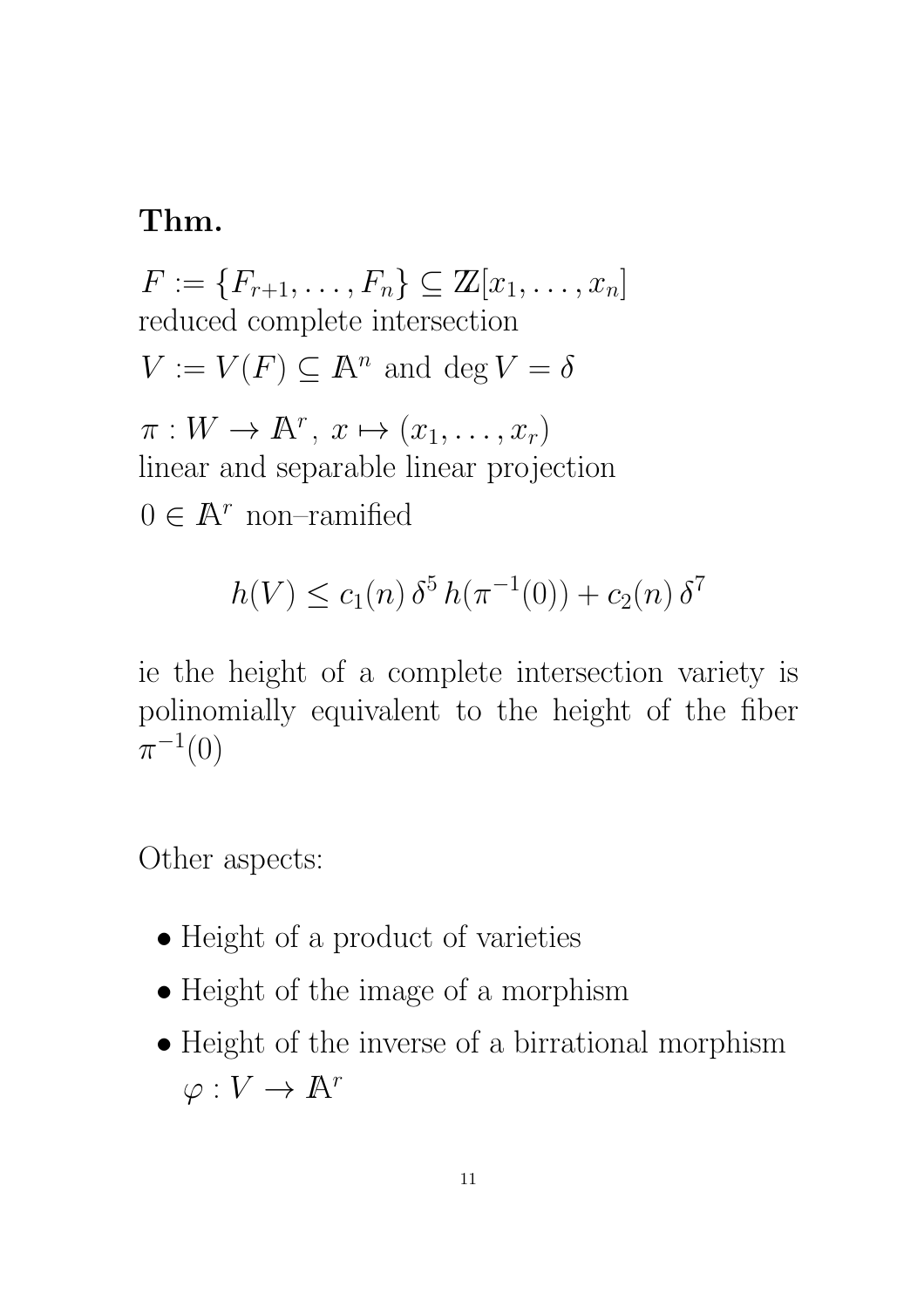**Thm.**

$F := \{F_{r+1}, \ldots, F_n\} \subseteq \mathbb{Z}[x_1, \ldots, x_n]$
reduced complete intersection

$V := V(F) \subseteq \mathbb{A}^n$ and $\deg V = \delta$

$\pi : W \to \mathbb{A}^r,\ x \mapsto (x_1, \ldots, x_r)$
linear and separable linear projection

$0 \in \mathbb{A}^r$ non–ramified

$$h(V) \leq c_1(n)\, \delta^5\, h(\pi^{-1}(0)) + c_2(n)\, \delta^7$$

ie the height of a complete intersection variety is polinomially equivalent to the height of the fiber $\pi^{-1}(0)$

Other aspects:

- Height of a product of varieties
- Height of the image of a morphism
- Height of the inverse of a birrational morphism $\varphi : V \to \mathbb{A}^r$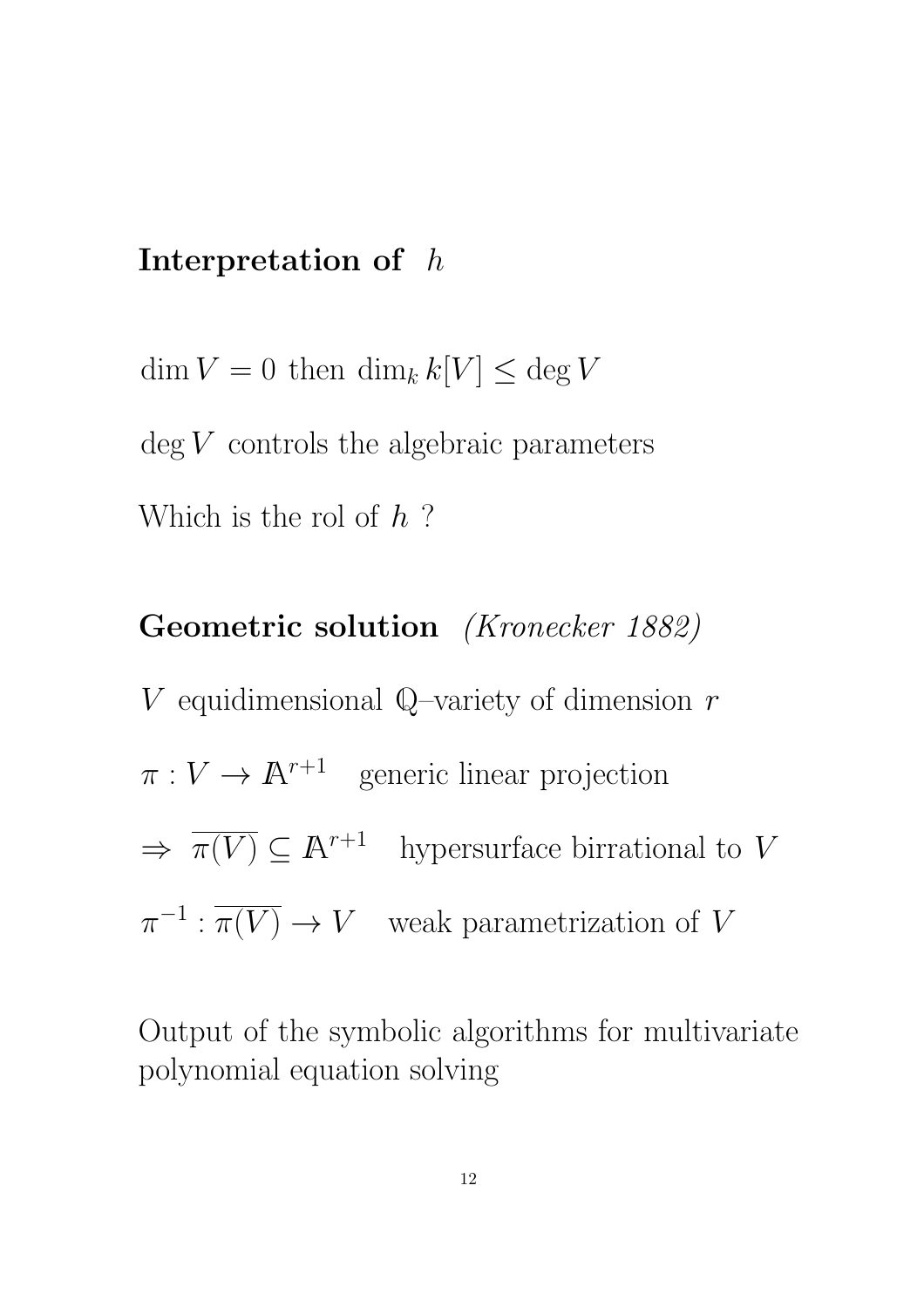**Interpretation of** $h$

$\dim V = 0$ then $\dim_k k[V] \leq \deg V$

$\deg V$ controls the algebraic parameters

Which is the rol of $h$ ?

**Geometric solution** *(Kronecker 1882)*

$V$ equidimensional $\mathbb{Q}$–variety of dimension $r$

$\pi : V \to \mathbb{A}^{r+1}$ generic linear projection

$\Rightarrow \overline{\pi(V)} \subseteq \mathbb{A}^{r+1}$ hypersurface birrational to $V$

$\pi^{-1} : \overline{\pi(V)} \to V$ weak parametrization of $V$

Output of the symbolic algorithms for multivariate polynomial equation solving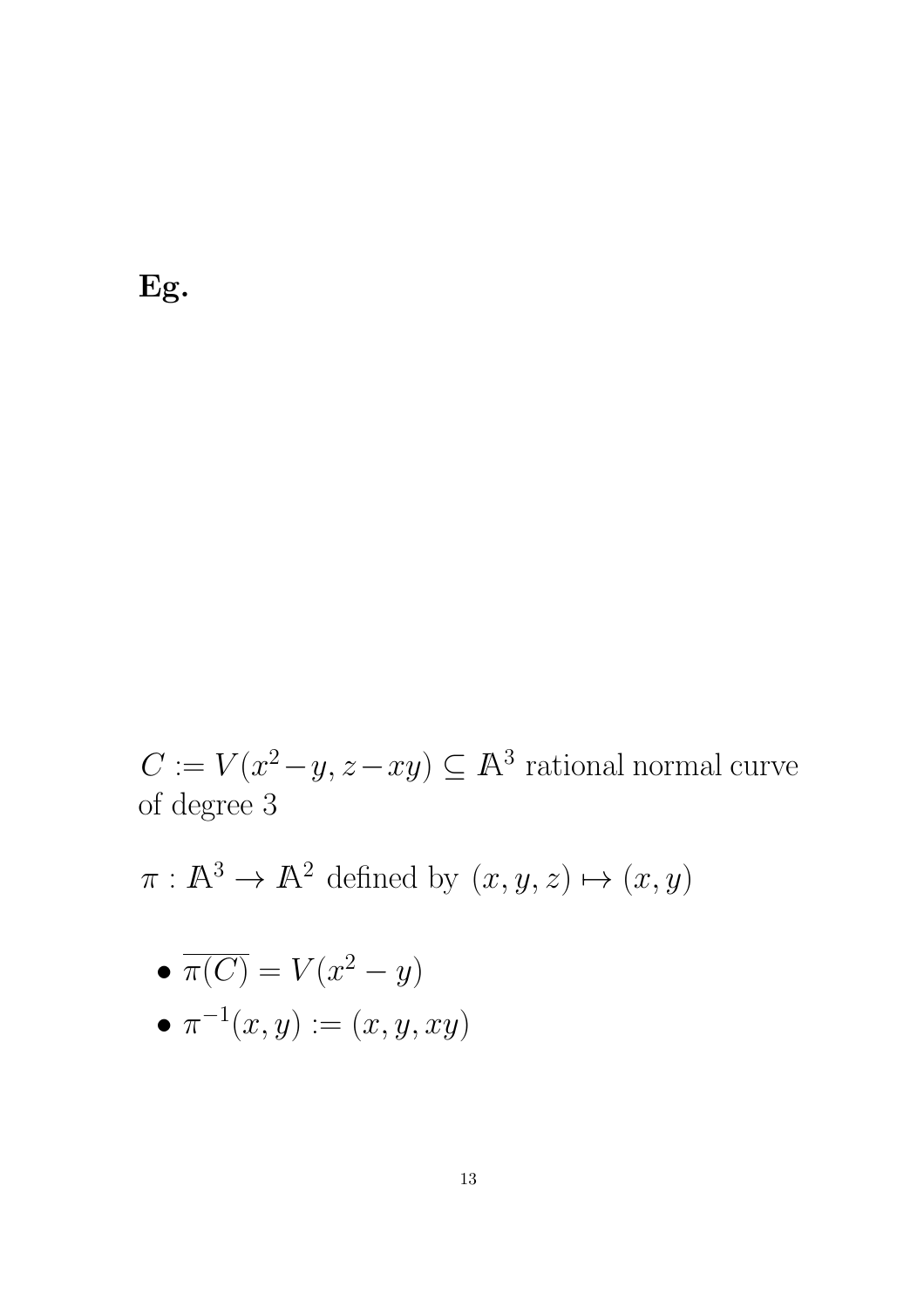**Eg.**

$C := V(x^2 - y, z - xy) \subseteq \mathbb{A}^3$ rational normal curve of degree 3

$\pi : \mathbb{A}^3 \to \mathbb{A}^2$ defined by $(x, y, z) \mapsto (x, y)$

- $\overline{\pi(C)} = V(x^2 - y)$
- $\pi^{-1}(x, y) := (x, y, xy)$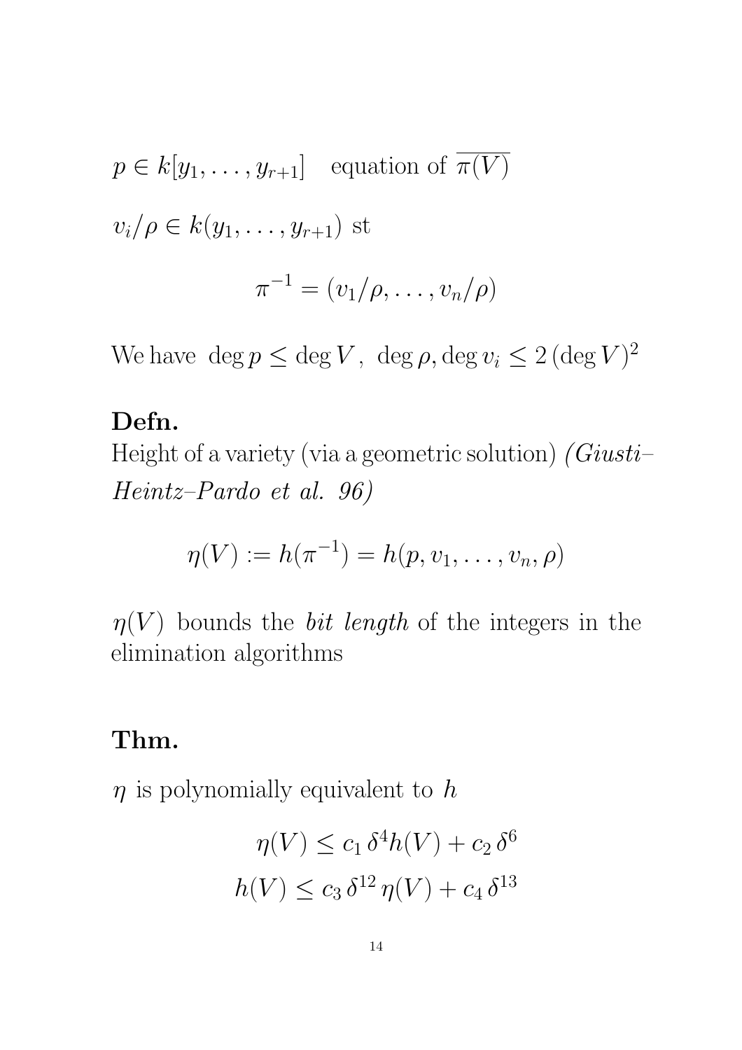$p \in k[y_1, \ldots, y_{r+1}]$ equation of $\overline{\pi(V)}$

$v_i/\rho \in k(y_1, \ldots, y_{r+1})$ st

$$\pi^{-1} = (v_1/\rho, \ldots, v_n/\rho)$$

We have $\deg p \leq \deg V$, $\deg \rho, \deg v_i \leq 2\,(\deg V)^2$

**Defn.**

Height of a variety (via a geometric solution) *(Giusti–Heintz–Pardo et al. 96)*

$$\eta(V) := h(\pi^{-1}) = h(p, v_1, \ldots, v_n, \rho)$$

$\eta(V)$ bounds the *bit length* of the integers in the elimination algorithms

**Thm.**

$\eta$ is polynomially equivalent to $h$

$$\eta(V) \leq c_1\,\delta^4 h(V) + c_2\,\delta^6$$

$$h(V) \leq c_3\,\delta^{12}\,\eta(V) + c_4\,\delta^{13}$$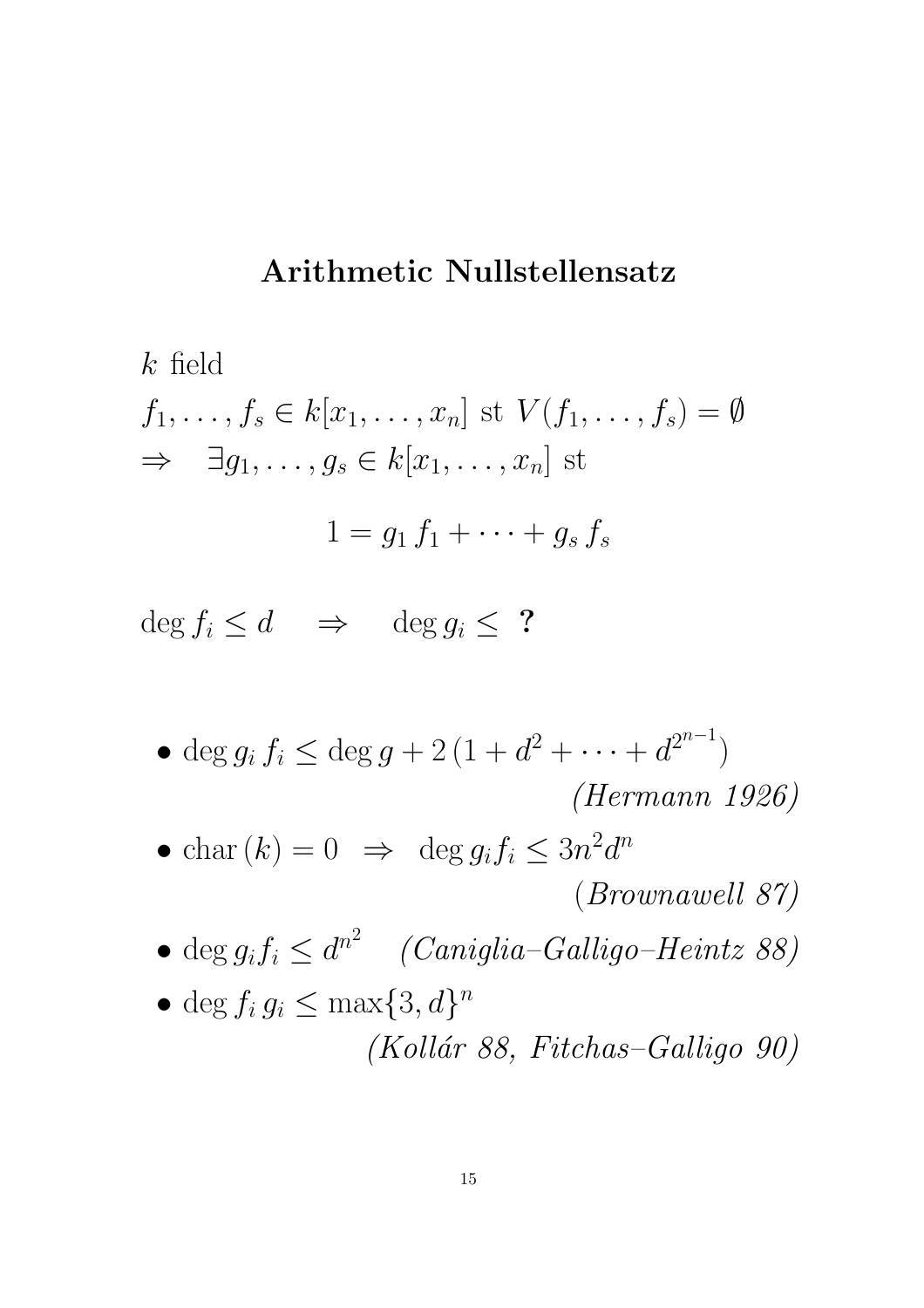# Arithmetic Nullstellensatz

$k$ field

$f_1, \ldots, f_s \in k[x_1, \ldots, x_n]$ st $V(f_1, \ldots, f_s) = \emptyset$

$\Rightarrow \quad \exists g_1, \ldots, g_s \in k[x_1, \ldots, x_n]$ st

$$1 = g_1 \, f_1 + \cdots + g_s \, f_s$$

$\deg f_i \leq d \quad \Rightarrow \quad \deg g_i \leq$ **?**

- $\deg g_i \, f_i \leq \deg g + 2\,(1 + d^2 + \cdots + d^{2^{n-1}})$ *(Hermann 1926)*
- $\mathrm{char}\,(k) = 0 \;\; \Rightarrow \;\; \deg g_i f_i \leq 3n^2 d^n$ *(Brownawell 87)*
- $\deg g_i f_i \leq d^{n^2}$ *(Caniglia–Galligo–Heintz 88)*
- $\deg f_i \, g_i \leq \max\{3, d\}^n$ *(Kollár 88, Fitchas–Galligo 90)*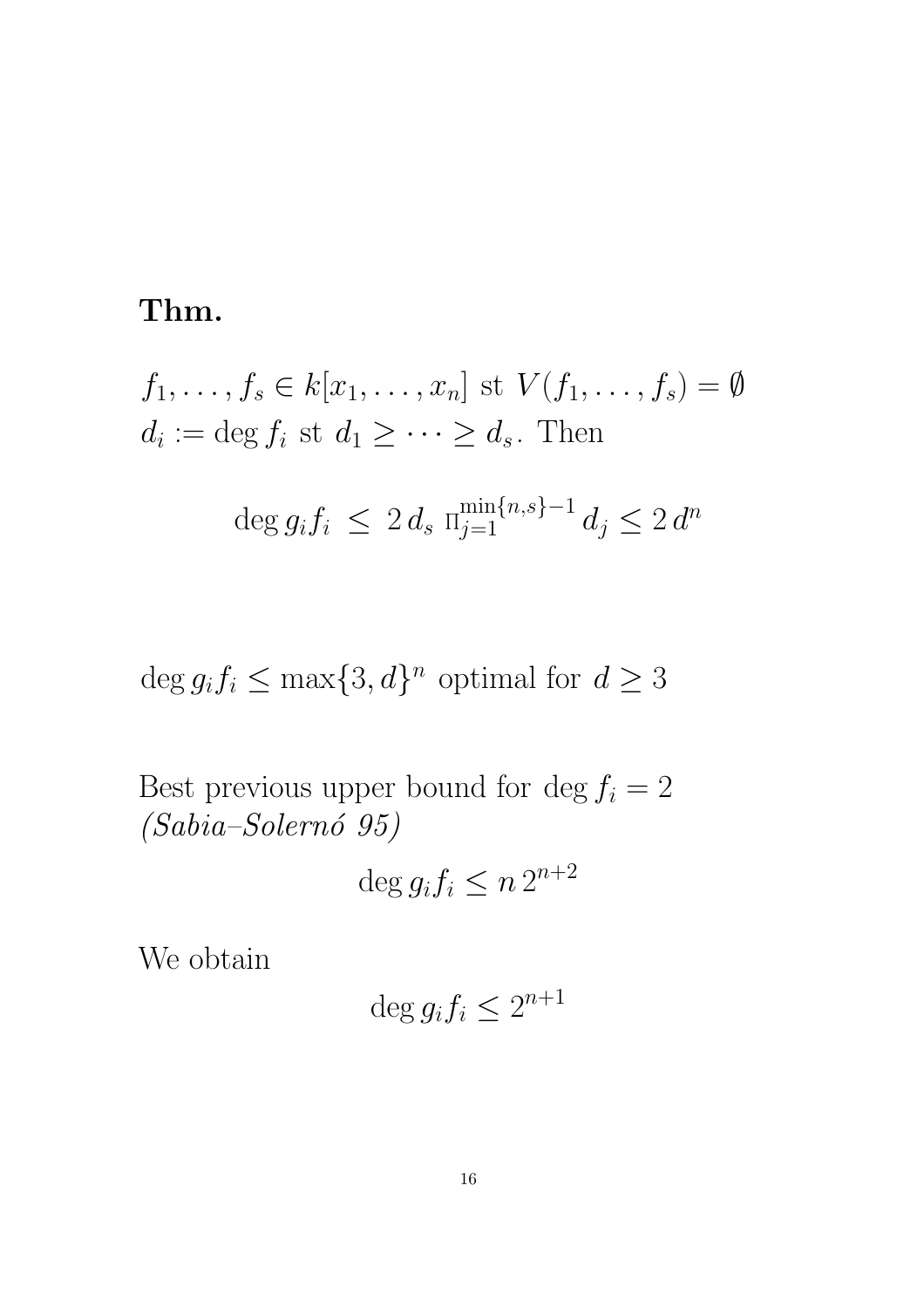**Thm.**

$f_1, \ldots, f_s \in k[x_1, \ldots, x_n]$ st $V(f_1, \ldots, f_s) = \emptyset$
$d_i := \deg f_i$ st $d_1 \geq \cdots \geq d_s$. Then

$$\deg g_i f_i \ \leq \ 2\, d_s \ \Pi_{j=1}^{\min\{n,s\}-1} \, d_j \leq 2\, d^n$$

$\deg g_i f_i \leq \max\{3, d\}^n$ optimal for $d \geq 3$

Best previous upper bound for $\deg f_i = 2$
*(Sabia–Solernó 95)*

$$\deg g_i f_i \leq n\, 2^{n+2}$$

We obtain

$$\deg g_i f_i \leq 2^{n+1}$$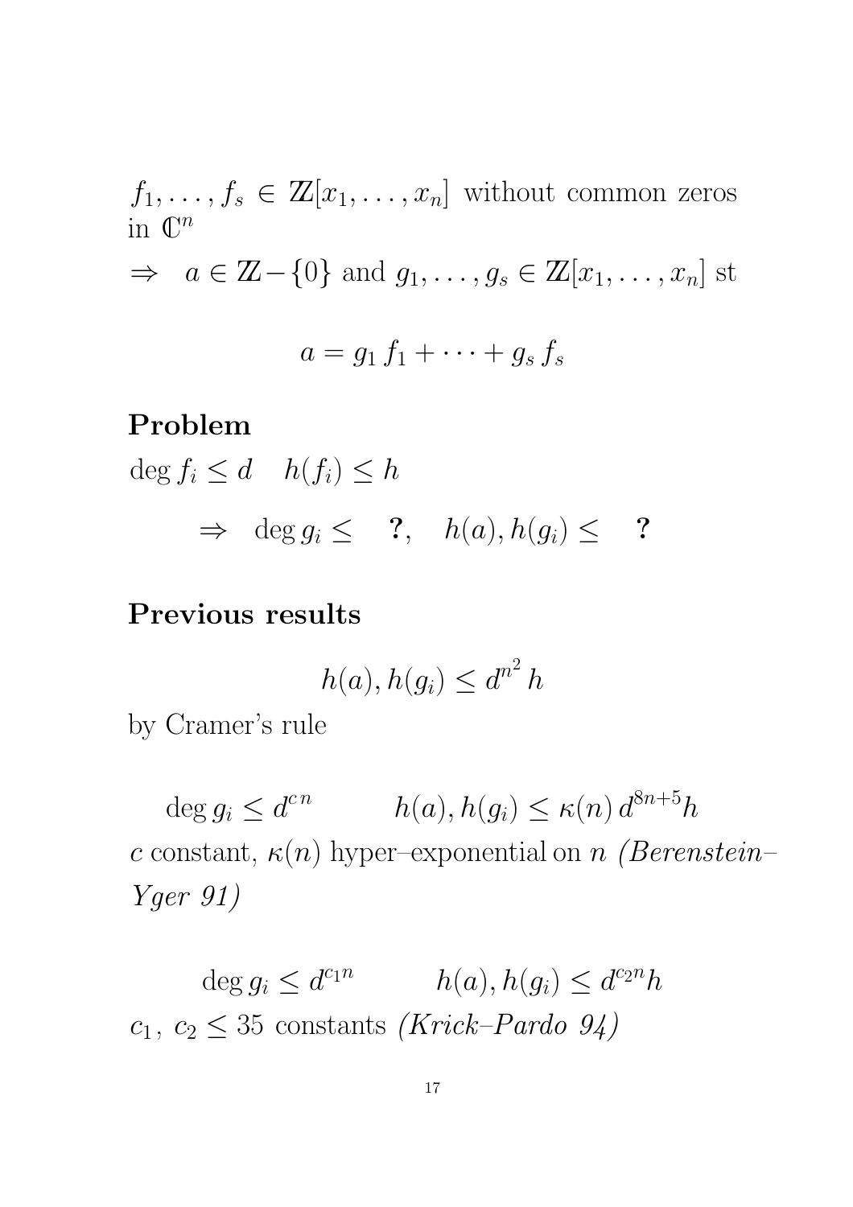$f_1, \ldots, f_s \in \mathbb{Z}[x_1, \ldots, x_n]$ without common zeros in $\mathbb{C}^n$

$\Rightarrow \quad a \in \mathbb{Z} - \{0\}$ and $g_1, \ldots, g_s \in \mathbb{Z}[x_1, \ldots, x_n]$ st

$$a = g_1 \, f_1 + \cdots + g_s \, f_s$$

**Problem**

$\deg f_i \leq d \quad h(f_i) \leq h$

$$\Rightarrow \quad \deg g_i \leq \quad \textbf{?}, \quad h(a), h(g_i) \leq \quad \textbf{?}$$

**Previous results**

$$h(a), h(g_i) \leq d^{n^2} \, h$$

by Cramer's rule

$$\deg g_i \leq d^{c\,n} \qquad h(a), h(g_i) \leq \kappa(n) \, d^{8n+5} h$$

$c$ constant, $\kappa(n)$ hyper–exponential on $n$ *(Berenstein–Yger 91)*

$$\deg g_i \leq d^{c_1 n} \qquad h(a), h(g_i) \leq d^{c_2 n} h$$

$c_1, \, c_2 \leq 35$ constants *(Krick–Pardo 94)*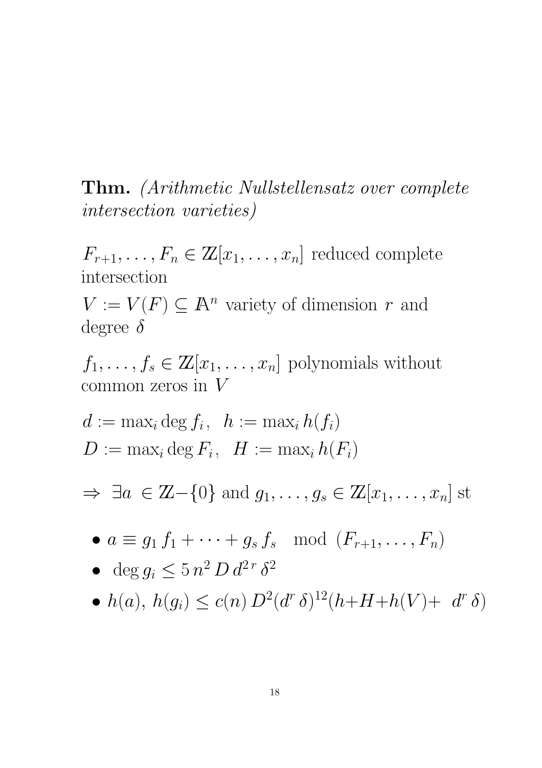**Thm.** *(Arithmetic Nullstellensatz over complete intersection varieties)*

$F_{r+1}, \ldots, F_n \in \mathbb{Z}[x_1, \ldots, x_n]$ reduced complete intersection

$V := V(F) \subseteq \mathbb{A}^n$ variety of dimension $r$ and degree $\delta$

$f_1, \ldots, f_s \in \mathbb{Z}[x_1, \ldots, x_n]$ polynomials without common zeros in $V$

$d := \max_i \deg f_i, \;\; h := \max_i h(f_i)$

$D := \max_i \deg F_i, \;\; H := \max_i h(F_i)$

$\Rightarrow \;\exists a \in \mathbb{Z} - \{0\}$ and $g_1, \ldots, g_s \in \mathbb{Z}[x_1, \ldots, x_n]$ st

- $a \equiv g_1 \, f_1 + \cdots + g_s \, f_s \mod (F_{r+1}, \ldots, F_n)$
- $\deg g_i \leq 5 \, n^2 \, D \, d^{2\,r} \, \delta^2$
- $h(a), \, h(g_i) \leq c(n) \, D^2 (d^r \, \delta)^{12} (h + H + h(V) + \; d^r \, \delta)$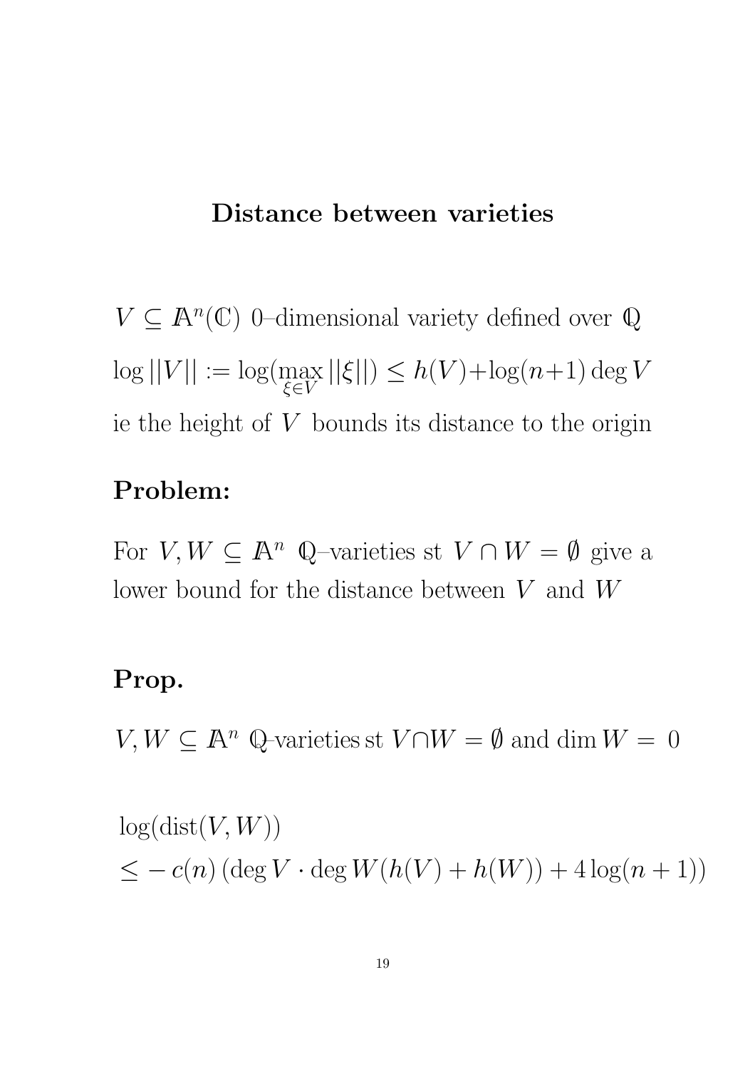# Distance between varieties

$V \subseteq \mathbb{A}^n(\mathbb{C})$ 0–dimensional variety defined over $\mathbb{Q}$

$\log ||V|| := \log(\max_{\xi \in V} ||\xi||) \leq h(V) + \log(n+1) \deg V$

ie the height of $V$ bounds its distance to the origin

**Problem:**

For $V, W \subseteq \mathbb{A}^n$ $\mathbb{Q}$–varieties st $V \cap W = \emptyset$ give a lower bound for the distance between $V$ and $W$

**Prop.**

$V, W \subseteq \mathbb{A}^n$ $\mathbb{Q}$-varieties st $V \cap W = \emptyset$ and $\dim W = 0$

$$\log(\mathrm{dist}(V, W))$$
$$\leq -c(n) \left( \deg V \cdot \deg W (h(V) + h(W)) + 4 \log(n+1) \right)$$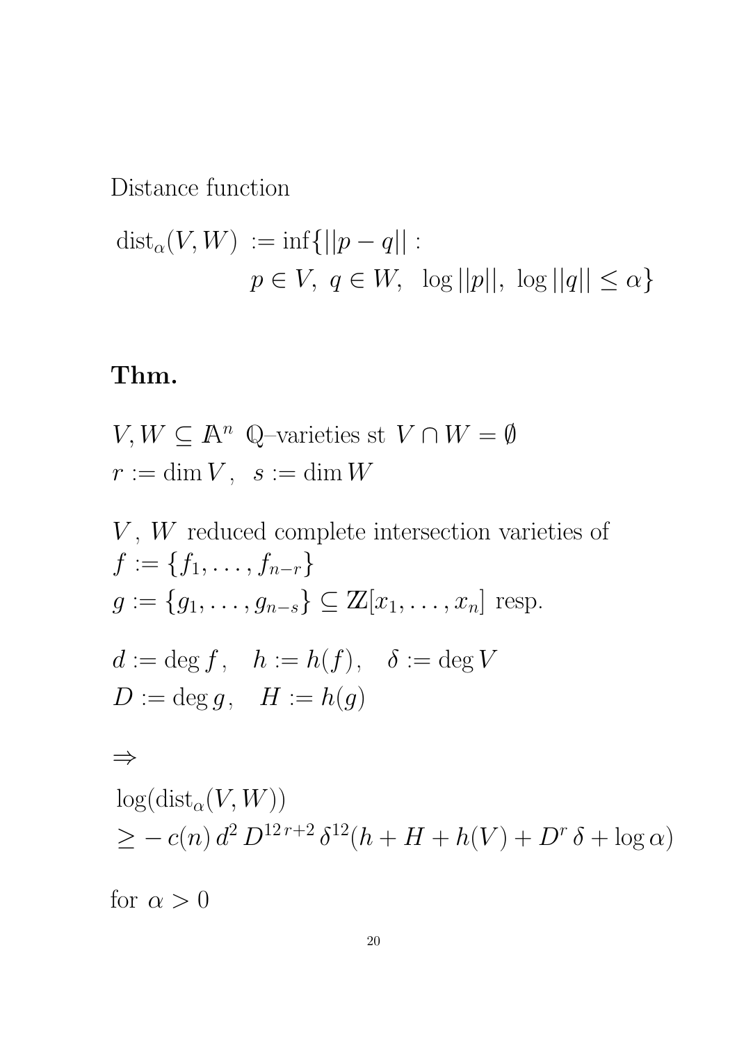Distance function

$$\begin{aligned}\operatorname{dist}_\alpha(V,W) \;&:= \inf\{||p-q|| : \\ &\quad p\in V,\; q\in W,\;\; \log||p||,\; \log||q|| \le \alpha\}\end{aligned}$$

**Thm.**

$V, W \subseteq \mathbb{A}^n$ $\mathbb{Q}$–varieties st $V \cap W = \emptyset$

$r := \dim V$, $\;s := \dim W$

$V$, $W$ reduced complete intersection varieties of

$f := \{f_1, \ldots, f_{n-r}\}$

$g := \{g_1, \ldots, g_{n-s}\} \subseteq \mathbb{Z}[x_1, \ldots, x_n]$ resp.

$d := \deg f, \quad h := h(f), \quad \delta := \deg V$

$D := \deg g, \quad H := h(g)$

$\Rightarrow$

$$\begin{aligned}&\log(\operatorname{dist}_\alpha(V,W)) \\ &\ge -\,c(n)\, d^2\, D^{12\,r+2}\, \delta^{12}(h + H + h(V) + D^r\,\delta + \log\alpha)\end{aligned}$$

for $\alpha > 0$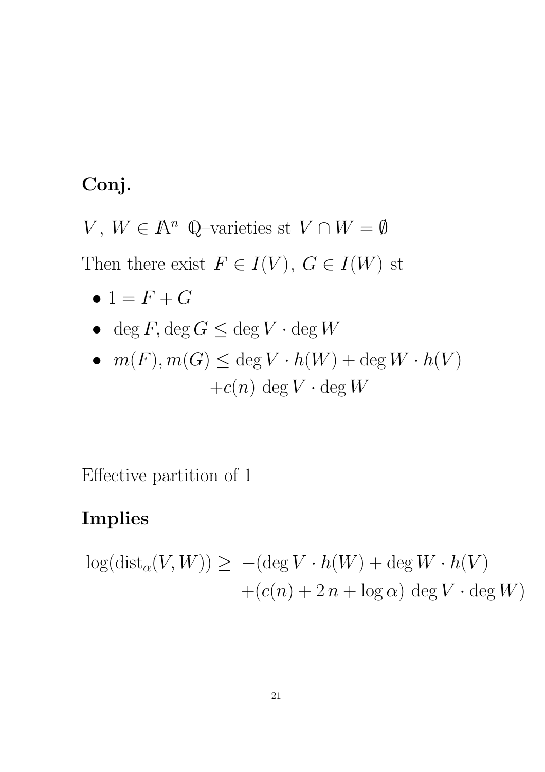**Conj.**

$V, W \in \mathbb{A}^n$ $\mathbb{Q}$–varieties st $V \cap W = \emptyset$

Then there exist $F \in I(V), G \in I(W)$ st

- $1 = F + G$
- $\deg F, \deg G \leq \deg V \cdot \deg W$
- $m(F), m(G) \leq \deg V \cdot h(W) + \deg W \cdot h(V)$
  $+ c(n) \deg V \cdot \deg W$

Effective partition of 1

**Implies**

$$\log(\text{dist}_\alpha(V, W)) \geq -(\deg V \cdot h(W) + \deg W \cdot h(V) + (c(n) + 2n + \log \alpha) \deg V \cdot \deg W)$$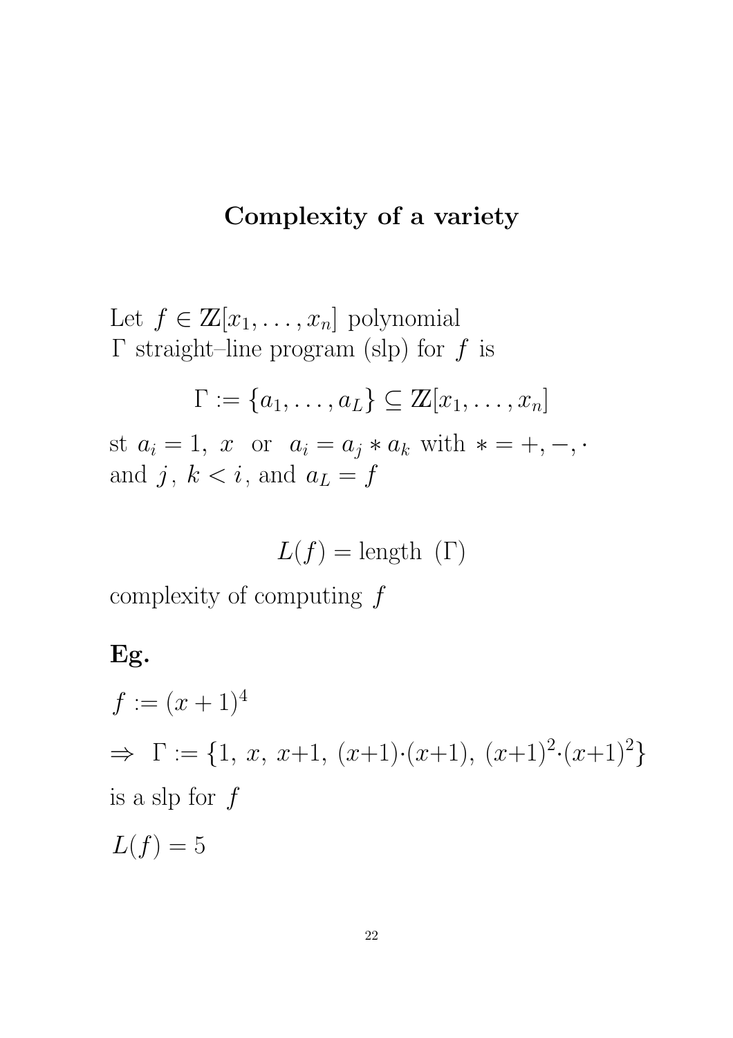## Complexity of a variety

Let $f \in \mathbb{Z}[x_1, \ldots, x_n]$ polynomial
$\Gamma$ straight–line program (slp) for $f$ is

$$\Gamma := \{a_1, \ldots, a_L\} \subseteq \mathbb{Z}[x_1, \ldots, x_n]$$

st $a_i = 1,\ x$ or $a_i = a_j * a_k$ with $* = +, -, \cdot$
and $j,\ k < i$, and $a_L = f$

$$L(f) = \text{length } (\Gamma)$$

complexity of computing $f$

**Eg.**

$f := (x+1)^4$

$\Rightarrow\ \Gamma := \{1,\ x,\ x{+}1,\ (x{+}1){\cdot}(x{+}1),\ (x{+}1)^2{\cdot}(x{+}1)^2\}$

is a slp for $f$

$L(f) = 5$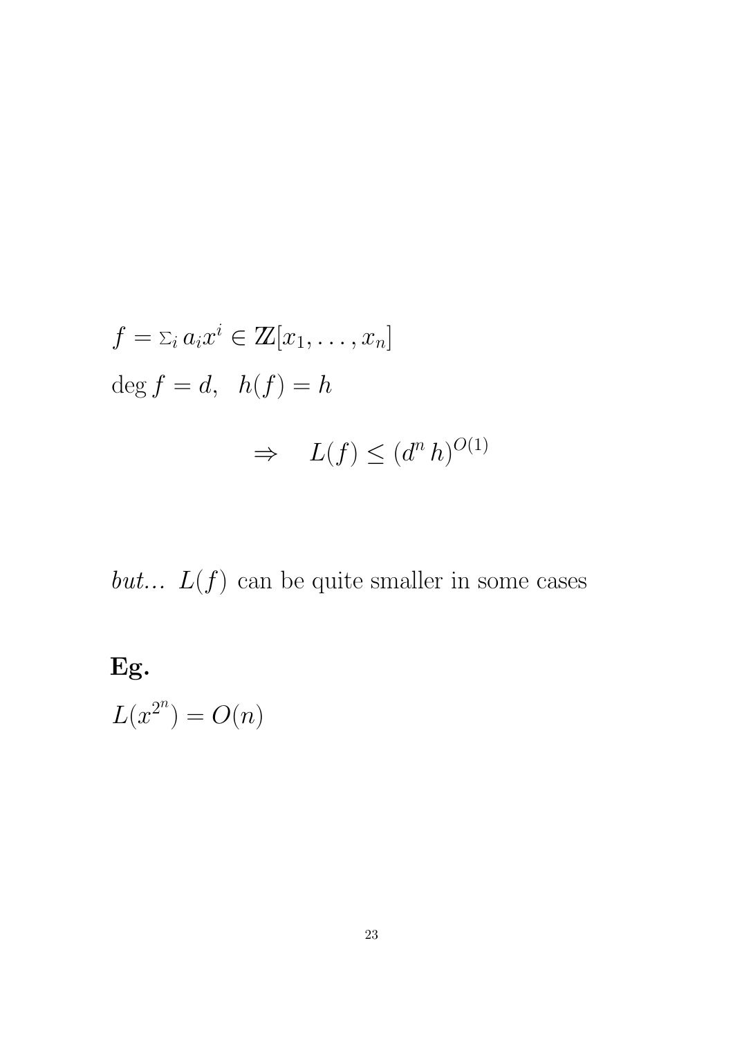$$f = \textstyle\sum_i a_i x^i \in \mathbb{Z}[x_1, \ldots, x_n]$$

$$\deg f = d, \quad h(f) = h$$

$$\Rightarrow \quad L(f) \leq (d^n\, h)^{O(1)}$$

*but...* $L(f)$ can be quite smaller in some cases

**Eg.**

$$L(x^{2^n}) = O(n)$$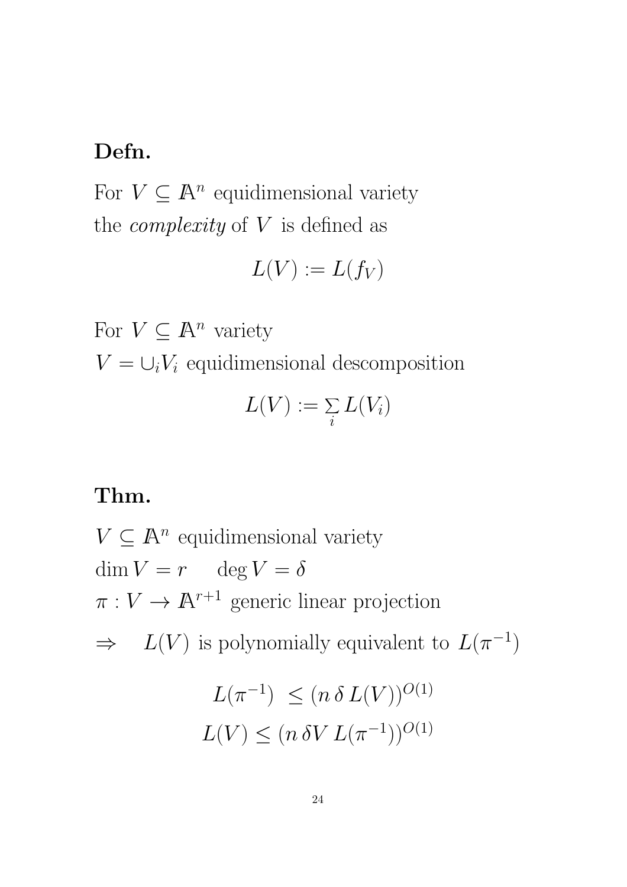**Defn.**

For $V \subseteq \mathbb{A}^n$ equidimensional variety
the *complexity* of $V$ is defined as

$$L(V) := L(f_V)$$

For $V \subseteq \mathbb{A}^n$ variety
$V = \cup_i V_i$ equidimensional descomposition

$$L(V) := \sum_i L(V_i)$$

**Thm.**

$V \subseteq \mathbb{A}^n$ equidimensional variety
$\dim V = r \quad \deg V = \delta$
$\pi : V \to \mathbb{A}^{r+1}$ generic linear projection
$\Rightarrow \quad L(V)$ is polynomially equivalent to $L(\pi^{-1})$

$$L(\pi^{-1}) \leq (n\, \delta\, L(V))^{O(1)}$$
$$L(V) \leq (n\, \delta V\, L(\pi^{-1}))^{O(1)}$$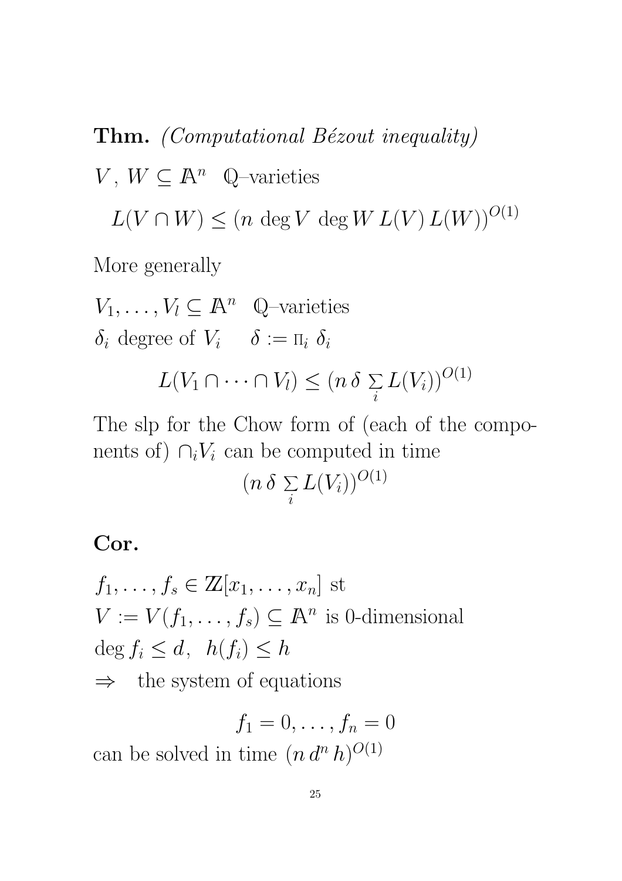**Thm.** *(Computational Bézout inequality)*

$V, W \subseteq \mathbb{A}^n$ $\mathbb{Q}$–varieties

$$L(V \cap W) \leq (n \deg V \deg W \, L(V) \, L(W))^{O(1)}$$

More generally

$V_1, \ldots, V_l \subseteq \mathbb{A}^n$ $\mathbb{Q}$–varieties

$\delta_i$ degree of $V_i$ $\quad \delta := \Pi_i \, \delta_i$

$$L(V_1 \cap \cdots \cap V_l) \leq (n \, \delta \, \sum_i L(V_i))^{O(1)}$$

The slp for the Chow form of (each of the components of) $\cap_i V_i$ can be computed in time

$$(n \, \delta \, \sum_i L(V_i))^{O(1)}$$

**Cor.**

$f_1, \ldots, f_s \in \mathbb{Z}[x_1, \ldots, x_n]$ st
$V := V(f_1, \ldots, f_s) \subseteq \mathbb{A}^n$ is 0-dimensional
$\deg f_i \leq d, \ \ h(f_i) \leq h$
$\Rightarrow$ the system of equations

$$f_1 = 0, \ldots, f_n = 0$$

can be solved in time $(n \, d^n \, h)^{O(1)}$